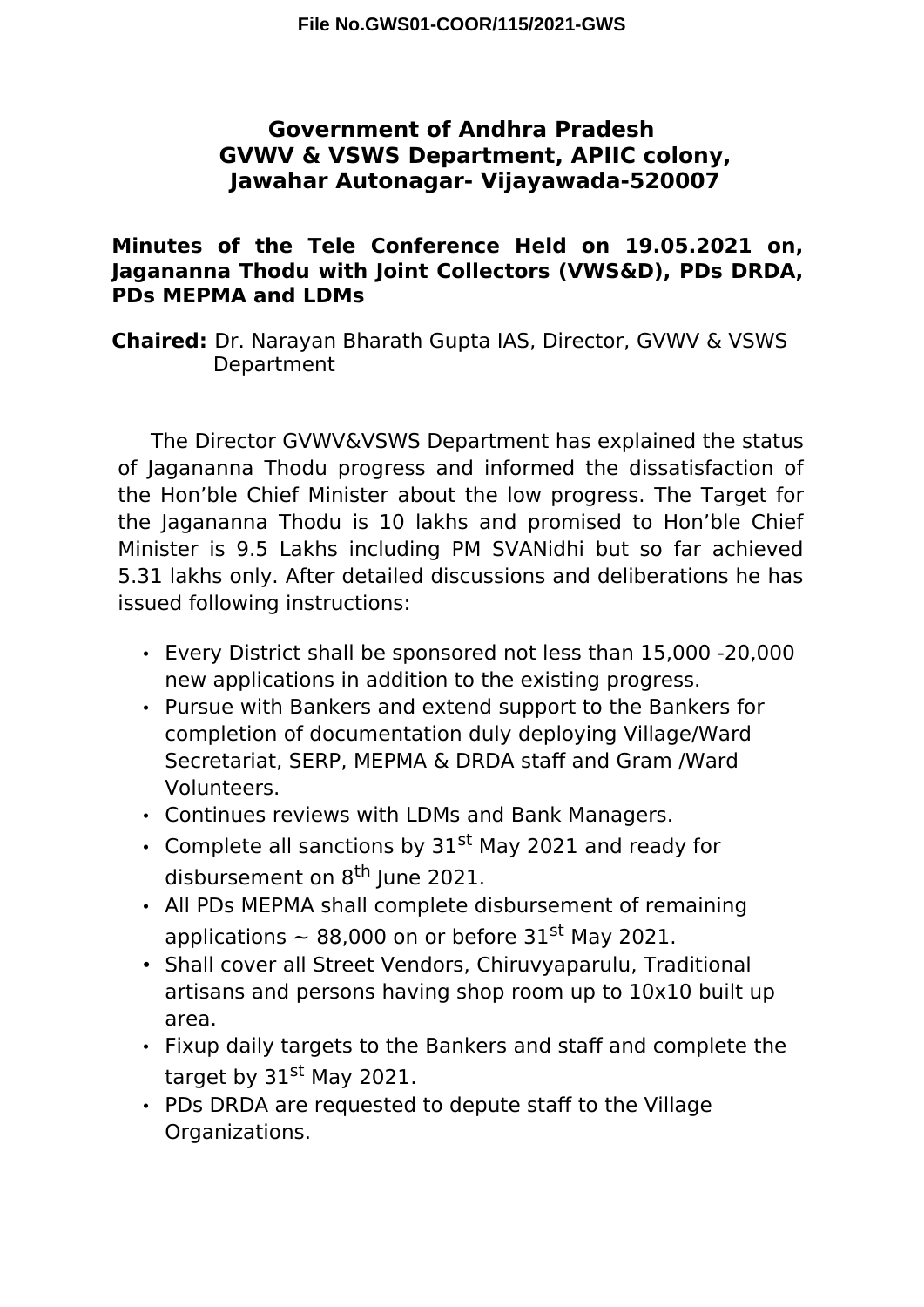**Government of Andhra Pradesh**
**GVWV & VSWS Department, APIIC colony,**
**Jawahar Autonagar- Vijayawada-520007**

**Minutes of the Tele Conference Held on 19.05.2021 on, Jagananna Thodu with Joint Collectors (VWS&D), PDs DRDA, PDs MEPMA and LDMs**

**Chaired:** Dr. Narayan Bharath Gupta IAS, Director, GVWV & VSWS Department

The Director GVWV&VSWS Department has explained the status of Jagananna Thodu progress and informed the dissatisfaction of the Hon'ble Chief Minister about the low progress. The Target for the Jagananna Thodu is 10 lakhs and promised to Hon'ble Chief Minister is 9.5 Lakhs including PM SVANidhi but so far achieved 5.31 lakhs only. After detailed discussions and deliberations he has issued following instructions:

- Every District shall be sponsored not less than 15,000 -20,000 new applications in addition to the existing progress.
- Pursue with Bankers and extend support to the Bankers for completion of documentation duly deploying Village/Ward Secretariat, SERP, MEPMA & DRDA staff and Gram /Ward Volunteers.
- Continues reviews with LDMs and Bank Managers.
- Complete all sanctions by 31st May 2021 and ready for disbursement on 8th June 2021.
- All PDs MEPMA shall complete disbursement of remaining applications ~ 88,000 on or before 31st May 2021.
- Shall cover all Street Vendors, Chiruvyaparulu, Traditional artisans and persons having shop room up to 10x10 built up area.
- Fixup daily targets to the Bankers and staff and complete the target by 31st May 2021.
- PDs DRDA are requested to depute staff to the Village Organizations.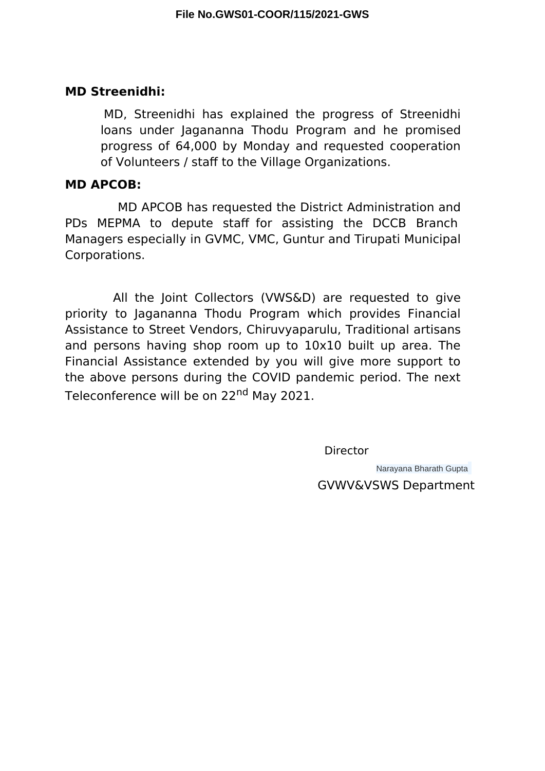**MD Streenidhi:**

MD, Streenidhi has explained the progress of Streenidhi loans under Jagananna Thodu Program and he promised progress of 64,000 by Monday and requested cooperation of Volunteers / staff to the Village Organizations.

**MD APCOB:**

MD APCOB has requested the District Administration and PDs MEPMA to depute staff for assisting the DCCB Branch Managers especially in GVMC, VMC, Guntur and Tirupati Municipal Corporations.

All the Joint Collectors (VWS&D) are requested to give priority to Jagananna Thodu Program which provides Financial Assistance to Street Vendors, Chiruvyaparulu, Traditional artisans and persons having shop room up to 10x10 built up area. The Financial Assistance extended by you will give more support to the above persons during the COVID pandemic period. The next Teleconference will be on 22nd May 2021.

Director

Narayana Bharath Gupta

GVWV&VSWS Department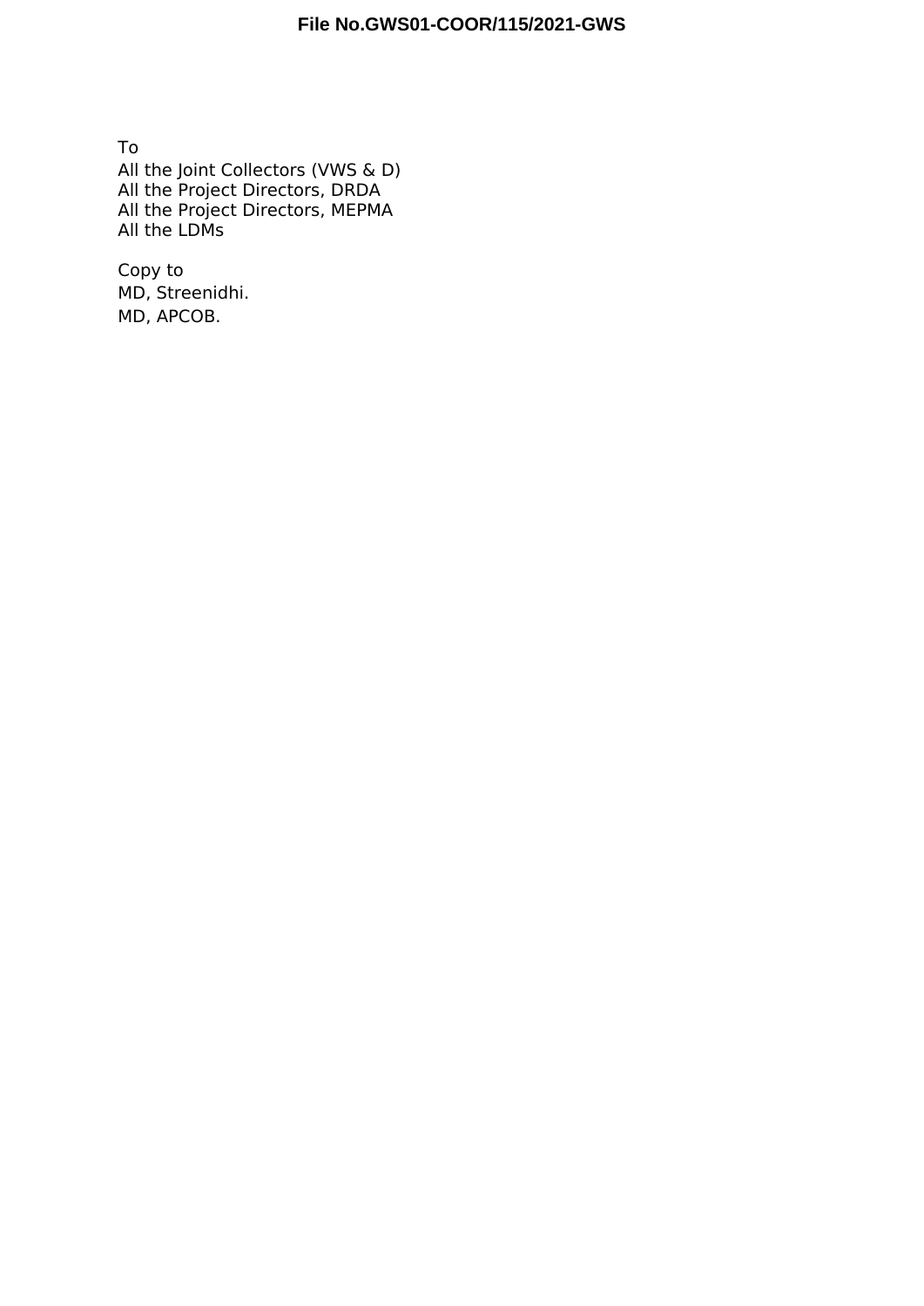To
All the Joint Collectors (VWS & D)
All the Project Directors, DRDA
All the Project Directors, MEPMA
All the LDMs

Copy to
MD, Streenidhi.
MD, APCOB.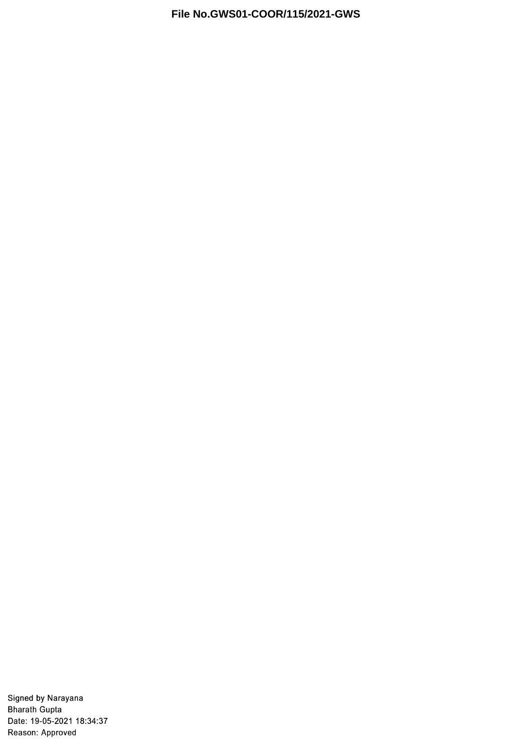Signed by Narayana
Bharath Gupta
Date: 19-05-2021 18:34:37
Reason: Approved